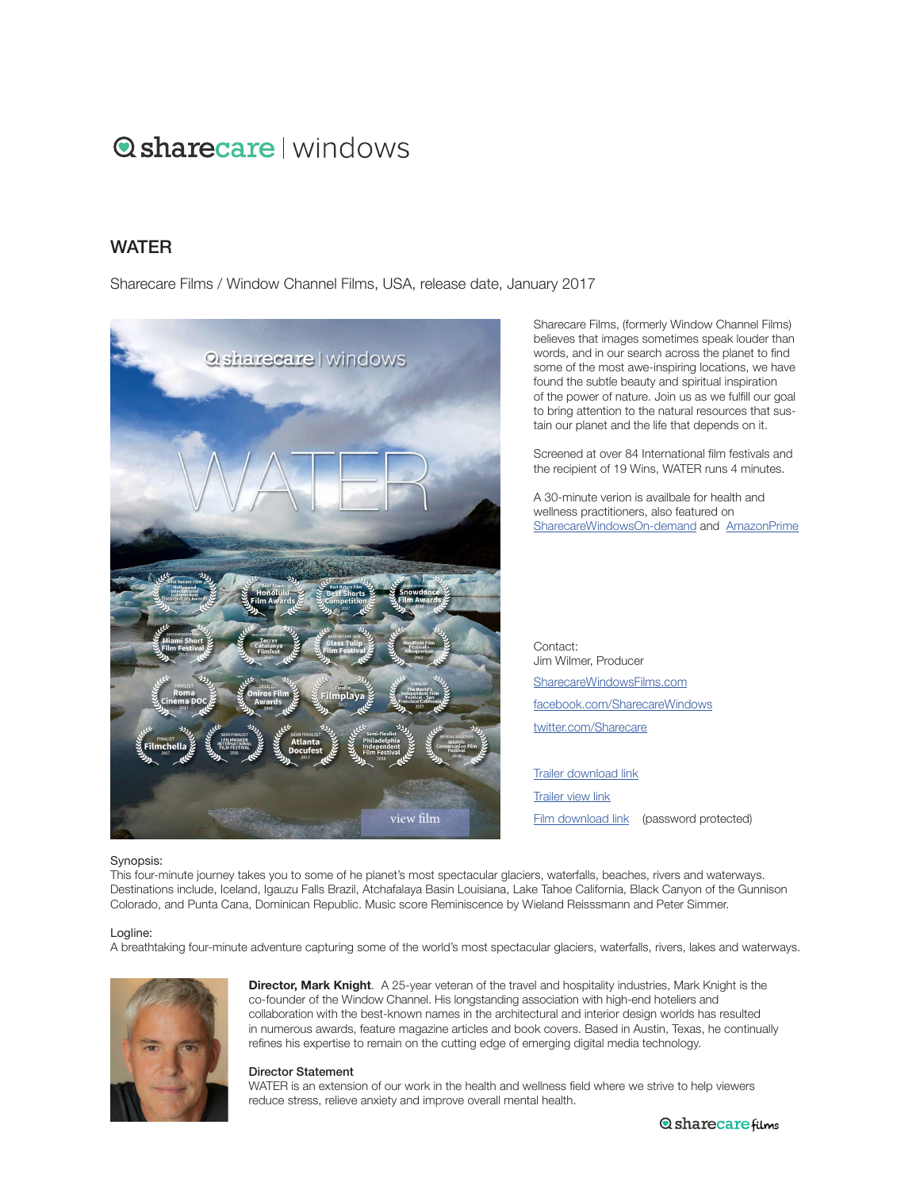# sharecare | windows

## WATER

Sharecare Films / Window Channel Films, USA, release date, January 2017

Sharecare Films, (formerly Window Channel Films) believes that images sometimes speak louder than words, and in our search across the planet to find some of the most awe-inspiring locations, we have found the subtle beauty and spiritual inspiration of the power of nature. Join us as we fulfill our goal to bring attention to the natural resources that sustain our planet and the life that depends on it.

Screened at over 84 International film festivals and the recipient of 19 Wins, WATER runs 4 minutes.

A 30-minute verion is availbale for health and wellness practitioners, also featured on SharecareWindowsOn-demand and AmazonPrime

Contact:
Jim Wilmer, Producer

SharecareWindowsFilms.com

facebook.com/SharecareWindows

twitter.com/Sharecare

Trailer download link

Trailer view link

Film download link (password protected)

Synopsis:
This four-minute journey takes you to some of he planet's most spectacular glaciers, waterfalls, beaches, rivers and waterways. Destinations include, Iceland, Igauzu Falls Brazil, Atchafalaya Basin Louisiana, Lake Tahoe California, Black Canyon of the Gunnison Colorado, and Punta Cana, Dominican Republic. Music score Reminiscence by Wieland Reisssmann and Peter Simmer.

Logline:
A breathtaking four-minute adventure capturing some of the world's most spectacular glaciers, waterfalls, rivers, lakes and waterways.

**Director, Mark Knight**. A 25-year veteran of the travel and hospitality industries, Mark Knight is the co-founder of the Window Channel. His longstanding association with high-end hoteliers and collaboration with the best-known names in the architectural and interior design worlds has resulted in numerous awards, feature magazine articles and book covers. Based in Austin, Texas, he continually refines his expertise to remain on the cutting edge of emerging digital media technology.

Director Statement
WATER is an extension of our work in the health and wellness field where we strive to help viewers reduce stress, relieve anxiety and improve overall mental health.

sharecare films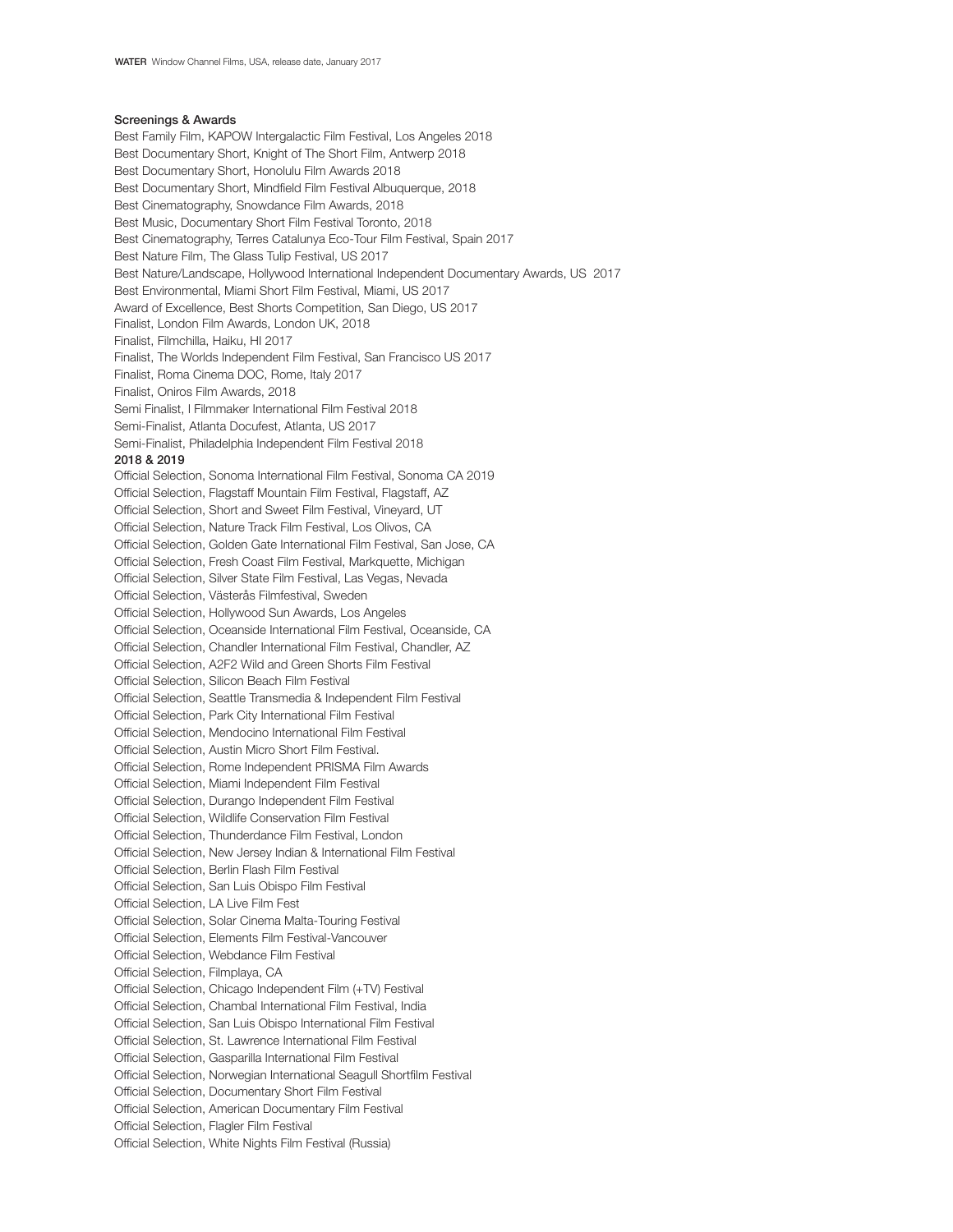**WATER** Window Channel Films, USA, release date, January 2017

### Screenings & Awards

Best Family Film, KAPOW Intergalactic Film Festival, Los Angeles 2018
Best Documentary Short, Knight of The Short Film, Antwerp 2018
Best Documentary Short, Honolulu Film Awards 2018
Best Documentary Short, Mindfield Film Festival Albuquerque, 2018
Best Cinematography, Snowdance Film Awards, 2018
Best Music, Documentary Short Film Festival Toronto, 2018
Best Cinematography, Terres Catalunya Eco-Tour Film Festival, Spain 2017
Best Nature Film, The Glass Tulip Festival, US 2017
Best Nature/Landscape, Hollywood International Independent Documentary Awards, US 2017
Best Environmental, Miami Short Film Festival, Miami, US 2017
Award of Excellence, Best Shorts Competition, San Diego, US 2017
Finalist, London Film Awards, London UK, 2018
Finalist, Filmchilla, Haiku, HI 2017
Finalist, The Worlds Independent Film Festival, San Francisco US 2017
Finalist, Roma Cinema DOC, Rome, Italy 2017
Finalist, Oniros Film Awards, 2018
Semi Finalist, I Filmmaker International Film Festival 2018
Semi-Finalist, Atlanta Docufest, Atlanta, US 2017
Semi-Finalist, Philadelphia Independent Film Festival 2018

### 2018 & 2019

Official Selection, Sonoma International Film Festival, Sonoma CA 2019
Official Selection, Flagstaff Mountain Film Festival, Flagstaff, AZ
Official Selection, Short and Sweet Film Festival, Vineyard, UT
Official Selection, Nature Track Film Festival, Los Olivos, CA
Official Selection, Golden Gate International Film Festival, San Jose, CA
Official Selection, Fresh Coast Film Festival, Markquette, Michigan
Official Selection, Silver State Film Festival, Las Vegas, Nevada
Official Selection, Västerås Filmfestival, Sweden
Official Selection, Hollywood Sun Awards, Los Angeles
Official Selection, Oceanside International Film Festival, Oceanside, CA
Official Selection, Chandler International Film Festival, Chandler, AZ
Official Selection, A2F2 Wild and Green Shorts Film Festival
Official Selection, Silicon Beach Film Festival
Official Selection, Seattle Transmedia & Independent Film Festival
Official Selection, Park City International Film Festival
Official Selection, Mendocino International Film Festival
Official Selection, Austin Micro Short Film Festival.
Official Selection, Rome Independent PRISMA Film Awards
Official Selection, Miami Independent Film Festival
Official Selection, Durango Independent Film Festival
Official Selection, Wildlife Conservation Film Festival
Official Selection, Thunderdance Film Festival, London
Official Selection, New Jersey Indian & International Film Festival
Official Selection, Berlin Flash Film Festival
Official Selection, San Luis Obispo Film Festival
Official Selection, LA Live Film Fest
Official Selection, Solar Cinema Malta-Touring Festival
Official Selection, Elements Film Festival-Vancouver
Official Selection, Webdance Film Festival
Official Selection, Filmplaya, CA
Official Selection, Chicago Independent Film (+TV) Festival
Official Selection, Chambal International Film Festival, India
Official Selection, San Luis Obispo International Film Festival
Official Selection, St. Lawrence International Film Festival
Official Selection, Gasparilla International Film Festival
Official Selection, Norwegian International Seagull Shortfilm Festival
Official Selection, Documentary Short Film Festival
Official Selection, American Documentary Film Festival
Official Selection, Flagler Film Festival
Official Selection, White Nights Film Festival (Russia)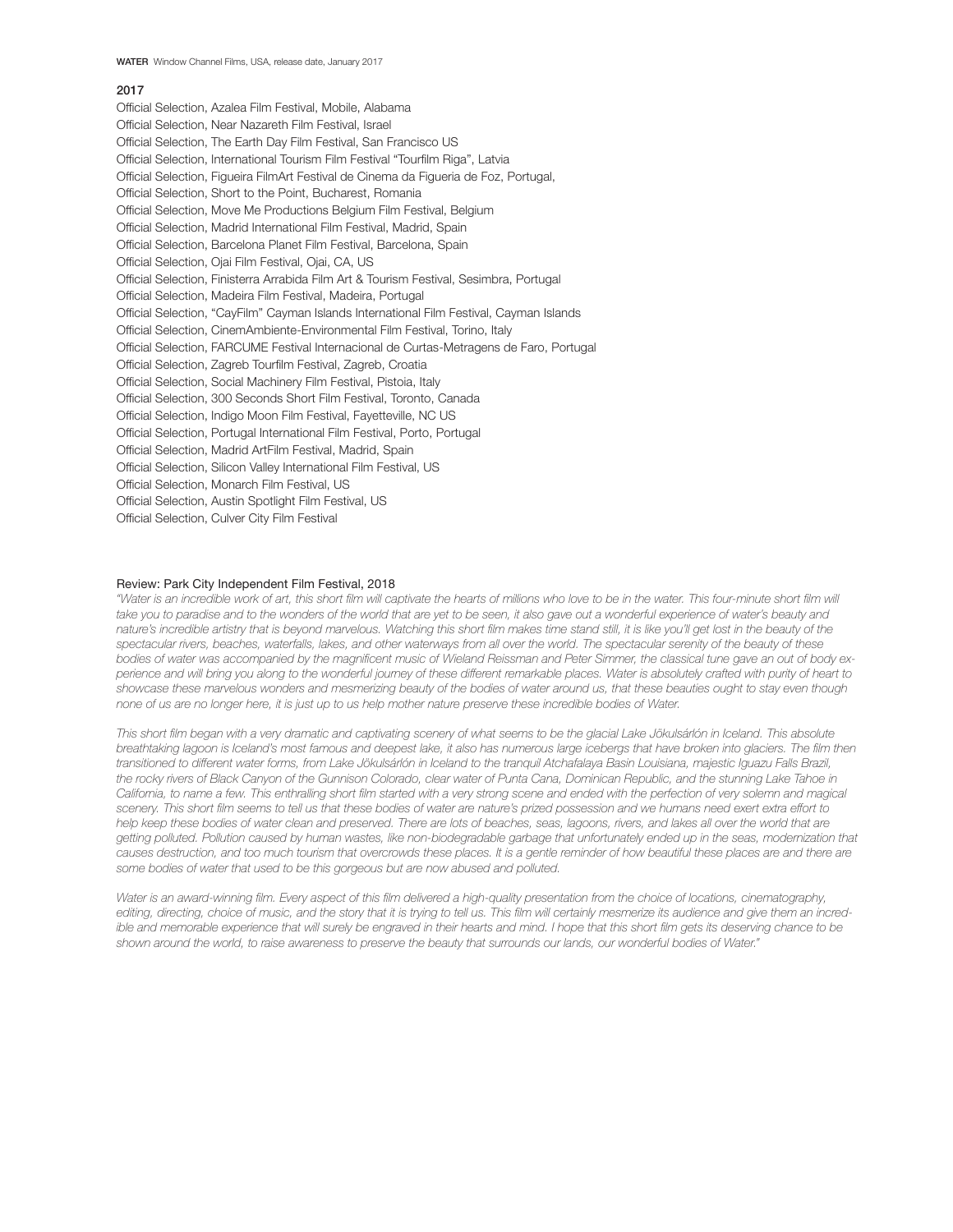**WATER** Window Channel Films, USA, release date, January 2017

**2017**

Official Selection, Azalea Film Festival, Mobile, Alabama
Official Selection, Near Nazareth Film Festival, Israel
Official Selection, The Earth Day Film Festival, San Francisco US
Official Selection, International Tourism Film Festival "Tourfilm Riga", Latvia
Official Selection, Figueira FilmArt Festival de Cinema da Figueria de Foz, Portugal,
Official Selection, Short to the Point, Bucharest, Romania
Official Selection, Move Me Productions Belgium Film Festival, Belgium
Official Selection, Madrid International Film Festival, Madrid, Spain
Official Selection, Barcelona Planet Film Festival, Barcelona, Spain
Official Selection, Ojai Film Festival, Ojai, CA, US
Official Selection, Finisterra Arrabida Film Art & Tourism Festival, Sesimbra, Portugal
Official Selection, Madeira Film Festival, Madeira, Portugal
Official Selection, "CayFilm" Cayman Islands International Film Festival, Cayman Islands
Official Selection, CinemAmbiente-Environmental Film Festival, Torino, Italy
Official Selection, FARCUME Festival Internacional de Curtas-Metragens de Faro, Portugal
Official Selection, Zagreb Tourfilm Festival, Zagreb, Croatia
Official Selection, Social Machinery Film Festival, Pistoia, Italy
Official Selection, 300 Seconds Short Film Festival, Toronto, Canada
Official Selection, Indigo Moon Film Festival, Fayetteville, NC US
Official Selection, Portugal International Film Festival, Porto, Portugal
Official Selection, Madrid ArtFilm Festival, Madrid, Spain
Official Selection, Silicon Valley International Film Festival, US
Official Selection, Monarch Film Festival, US
Official Selection, Austin Spotlight Film Festival, US
Official Selection, Culver City Film Festival

Review: Park City Independent Film Festival, 2018

*"Water is an incredible work of art, this short film will captivate the hearts of millions who love to be in the water. This four-minute short film will take you to paradise and to the wonders of the world that are yet to be seen, it also gave out a wonderful experience of water's beauty and nature's incredible artistry that is beyond marvelous. Watching this short film makes time stand still, it is like you'll get lost in the beauty of the spectacular rivers, beaches, waterfalls, lakes, and other waterways from all over the world. The spectacular serenity of the beauty of these bodies of water was accompanied by the magnificent music of Wieland Reissman and Peter Simmer, the classical tune gave an out of body experience and will bring you along to the wonderful journey of these different remarkable places. Water is absolutely crafted with purity of heart to showcase these marvelous wonders and mesmerizing beauty of the bodies of water around us, that these beauties ought to stay even though none of us are no longer here, it is just up to us help mother nature preserve these incredible bodies of Water.*

*This short film began with a very dramatic and captivating scenery of what seems to be the glacial Lake Jökulsárlón in Iceland. This absolute breathtaking lagoon is Iceland's most famous and deepest lake, it also has numerous large icebergs that have broken into glaciers. The film then transitioned to different water forms, from Lake Jökulsárlón in Iceland to the tranquil Atchafalaya Basin Louisiana, majestic Iguazu Falls Brazil, the rocky rivers of Black Canyon of the Gunnison Colorado, clear water of Punta Cana, Dominican Republic, and the stunning Lake Tahoe in California, to name a few. This enthralling short film started with a very strong scene and ended with the perfection of very solemn and magical scenery. This short film seems to tell us that these bodies of water are nature's prized possession and we humans need exert extra effort to help keep these bodies of water clean and preserved. There are lots of beaches, seas, lagoons, rivers, and lakes all over the world that are getting polluted. Pollution caused by human wastes, like non-biodegradable garbage that unfortunately ended up in the seas, modernization that causes destruction, and too much tourism that overcrowds these places. It is a gentle reminder of how beautiful these places are and there are some bodies of water that used to be this gorgeous but are now abused and polluted.*

*Water is an award-winning film. Every aspect of this film delivered a high-quality presentation from the choice of locations, cinematography, editing, directing, choice of music, and the story that it is trying to tell us. This film will certainly mesmerize its audience and give them an incredible and memorable experience that will surely be engraved in their hearts and mind. I hope that this short film gets its deserving chance to be shown around the world, to raise awareness to preserve the beauty that surrounds our lands, our wonderful bodies of Water."*